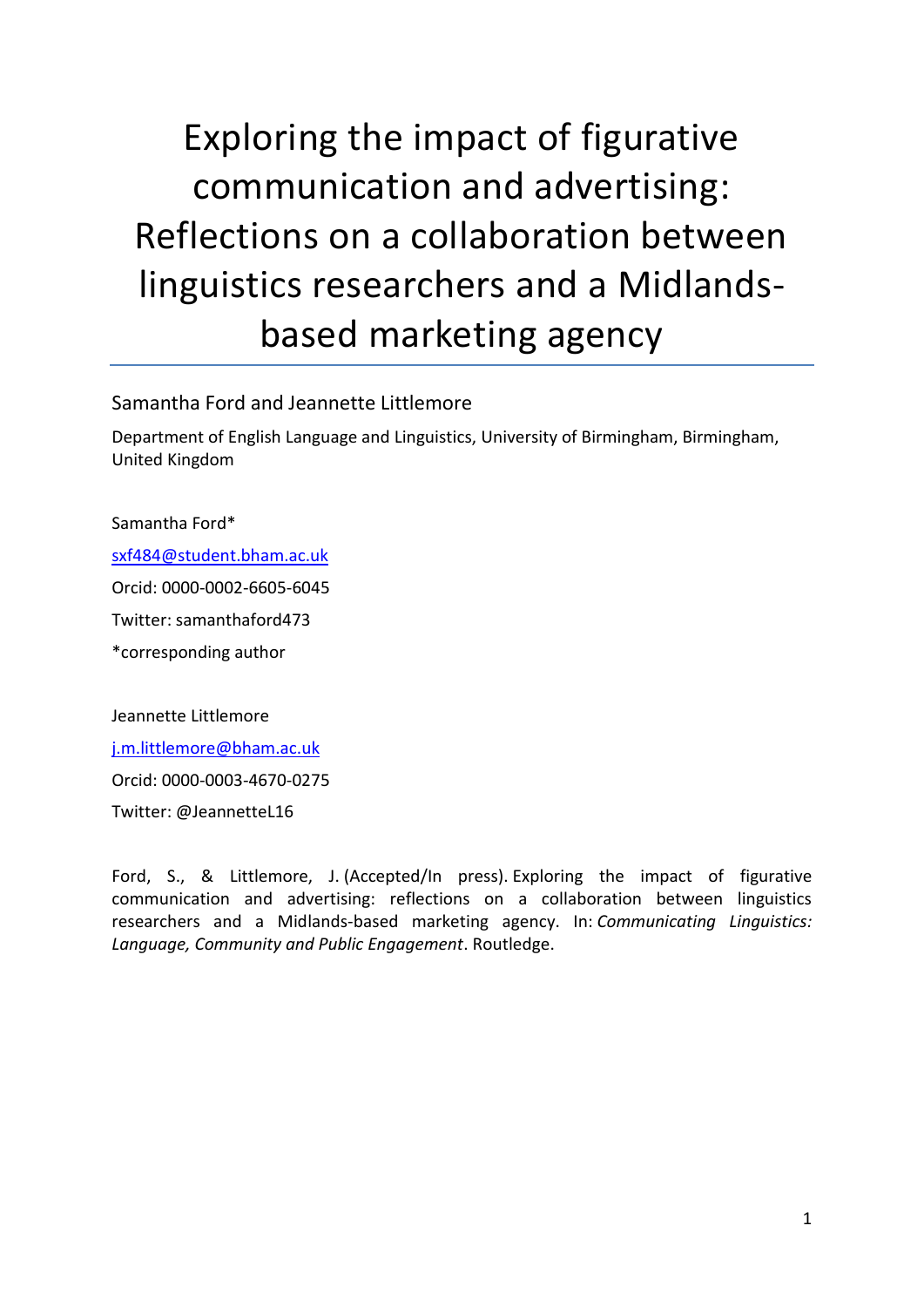# Exploring the impact of figurative communication and advertising: Reflections on a collaboration between linguistics researchers and a Midlands-based marketing agency

Samantha Ford and Jeannette Littlemore

Department of English Language and Linguistics, University of Birmingham, Birmingham, United Kingdom

Samantha Ford*

sxf484@student.bham.ac.uk

Orcid: 0000-0002-6605-6045

Twitter: samanthaford473

*corresponding author

Jeannette Littlemore

j.m.littlemore@bham.ac.uk

Orcid: 0000-0003-4670-0275

Twitter: @JeannetteL16

Ford, S., & Littlemore, J. (Accepted/In press). Exploring the impact of figurative communication and advertising: reflections on a collaboration between linguistics researchers and a Midlands-based marketing agency. In: *Communicating Linguistics: Language, Community and Public Engagement*. Routledge.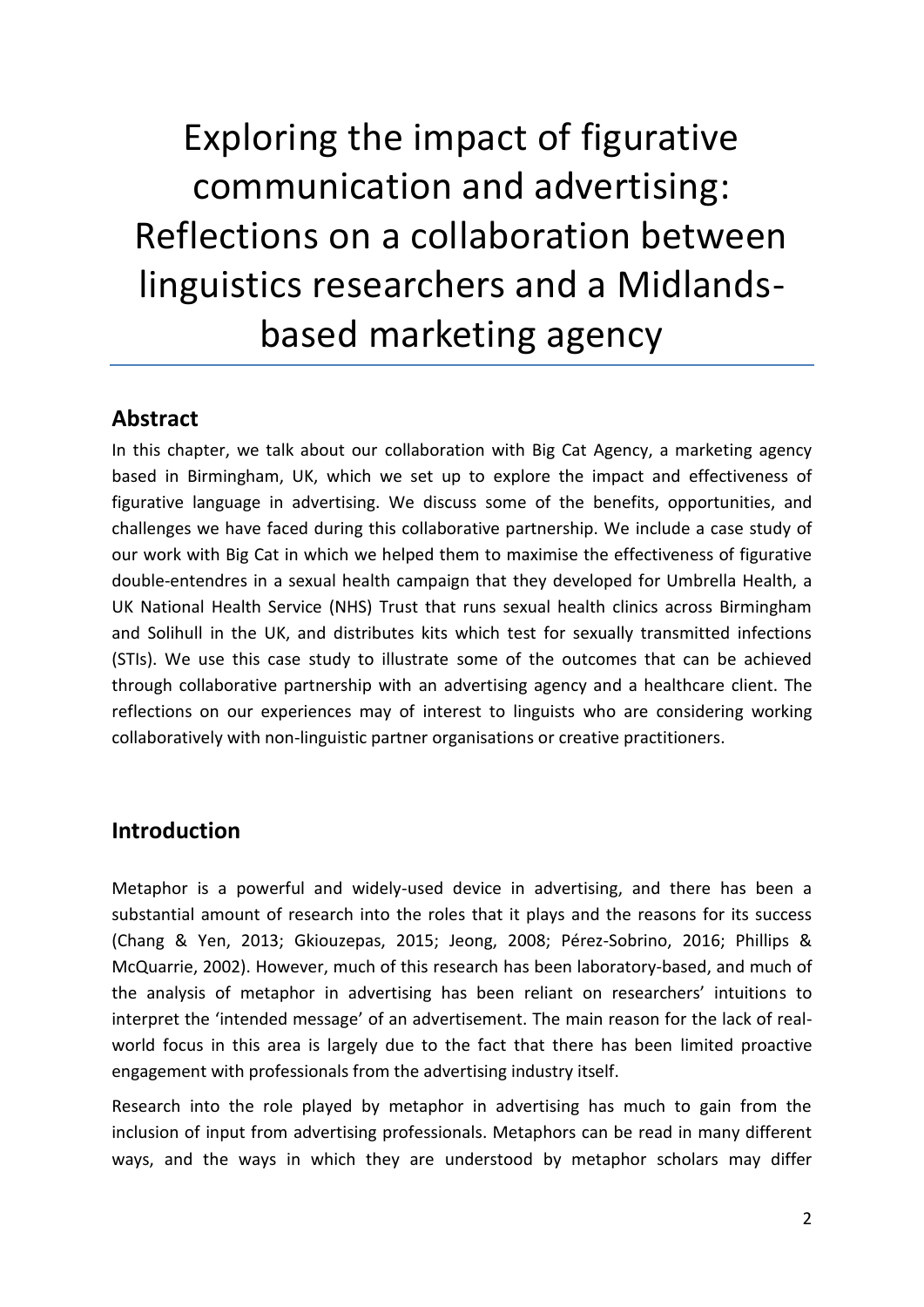# Exploring the impact of figurative communication and advertising: Reflections on a collaboration between linguistics researchers and a Midlands-based marketing agency

## Abstract

In this chapter, we talk about our collaboration with Big Cat Agency, a marketing agency based in Birmingham, UK, which we set up to explore the impact and effectiveness of figurative language in advertising. We discuss some of the benefits, opportunities, and challenges we have faced during this collaborative partnership. We include a case study of our work with Big Cat in which we helped them to maximise the effectiveness of figurative double-entendres in a sexual health campaign that they developed for Umbrella Health, a UK National Health Service (NHS) Trust that runs sexual health clinics across Birmingham and Solihull in the UK, and distributes kits which test for sexually transmitted infections (STIs). We use this case study to illustrate some of the outcomes that can be achieved through collaborative partnership with an advertising agency and a healthcare client. The reflections on our experiences may of interest to linguists who are considering working collaboratively with non-linguistic partner organisations or creative practitioners.

## Introduction

Metaphor is a powerful and widely-used device in advertising, and there has been a substantial amount of research into the roles that it plays and the reasons for its success (Chang & Yen, 2013; Gkiouzepas, 2015; Jeong, 2008; Pérez-Sobrino, 2016; Phillips & McQuarrie, 2002). However, much of this research has been laboratory-based, and much of the analysis of metaphor in advertising has been reliant on researchers' intuitions to interpret the 'intended message' of an advertisement. The main reason for the lack of real-world focus in this area is largely due to the fact that there has been limited proactive engagement with professionals from the advertising industry itself.

Research into the role played by metaphor in advertising has much to gain from the inclusion of input from advertising professionals. Metaphors can be read in many different ways, and the ways in which they are understood by metaphor scholars may differ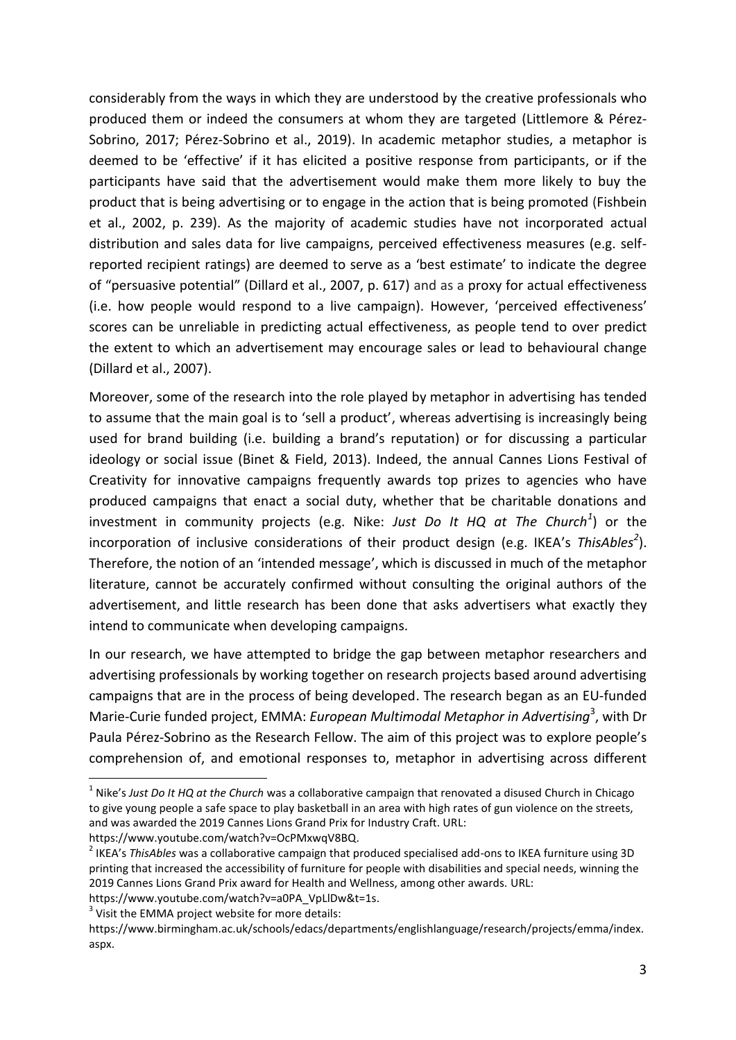considerably from the ways in which they are understood by the creative professionals who produced them or indeed the consumers at whom they are targeted (Littlemore & Pérez-Sobrino, 2017; Pérez-Sobrino et al., 2019). In academic metaphor studies, a metaphor is deemed to be 'effective' if it has elicited a positive response from participants, or if the participants have said that the advertisement would make them more likely to buy the product that is being advertising or to engage in the action that is being promoted (Fishbein et al., 2002, p. 239). As the majority of academic studies have not incorporated actual distribution and sales data for live campaigns, perceived effectiveness measures (e.g. self-reported recipient ratings) are deemed to serve as a 'best estimate' to indicate the degree of "persuasive potential" (Dillard et al., 2007, p. 617) and as a proxy for actual effectiveness (i.e. how people would respond to a live campaign). However, 'perceived effectiveness' scores can be unreliable in predicting actual effectiveness, as people tend to over predict the extent to which an advertisement may encourage sales or lead to behavioural change (Dillard et al., 2007).

Moreover, some of the research into the role played by metaphor in advertising has tended to assume that the main goal is to 'sell a product', whereas advertising is increasingly being used for brand building (i.e. building a brand's reputation) or for discussing a particular ideology or social issue (Binet & Field, 2013). Indeed, the annual Cannes Lions Festival of Creativity for innovative campaigns frequently awards top prizes to agencies who have produced campaigns that enact a social duty, whether that be charitable donations and investment in community projects (e.g. Nike: *Just Do It HQ at The Church*[1]) or the incorporation of inclusive considerations of their product design (e.g. IKEA's *ThisAbles*[2]). Therefore, the notion of an 'intended message', which is discussed in much of the metaphor literature, cannot be accurately confirmed without consulting the original authors of the advertisement, and little research has been done that asks advertisers what exactly they intend to communicate when developing campaigns.

In our research, we have attempted to bridge the gap between metaphor researchers and advertising professionals by working together on research projects based around advertising campaigns that are in the process of being developed. The research began as an EU-funded Marie-Curie funded project, EMMA: *European Multimodal Metaphor in Advertising*[3], with Dr Paula Pérez-Sobrino as the Research Fellow. The aim of this project was to explore people's comprehension of, and emotional responses to, metaphor in advertising across different

---

[1] Nike's *Just Do It HQ at the Church* was a collaborative campaign that renovated a disused Church in Chicago to give young people a safe space to play basketball in an area with high rates of gun violence on the streets, and was awarded the 2019 Cannes Lions Grand Prix for Industry Craft. URL: https://www.youtube.com/watch?v=OcPMxwqV8BQ.

[2] IKEA's *ThisAbles* was a collaborative campaign that produced specialised add-ons to IKEA furniture using 3D printing that increased the accessibility of furniture for people with disabilities and special needs, winning the 2019 Cannes Lions Grand Prix award for Health and Wellness, among other awards. URL: https://www.youtube.com/watch?v=a0PA_VpLlDw&t=1s.

[3] Visit the EMMA project website for more details: https://www.birmingham.ac.uk/schools/edacs/departments/englishlanguage/research/projects/emma/index.aspx.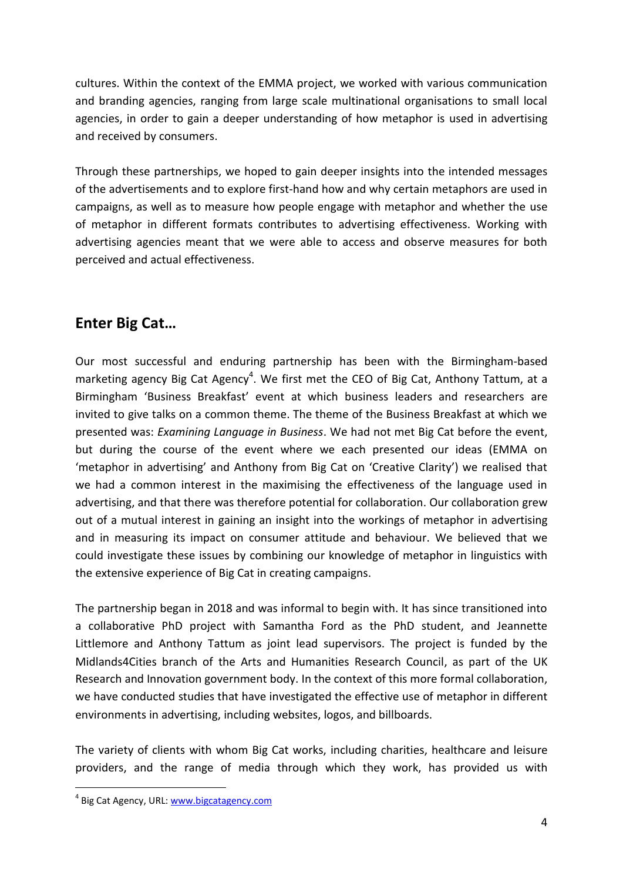cultures. Within the context of the EMMA project, we worked with various communication and branding agencies, ranging from large scale multinational organisations to small local agencies, in order to gain a deeper understanding of how metaphor is used in advertising and received by consumers.

Through these partnerships, we hoped to gain deeper insights into the intended messages of the advertisements and to explore first-hand how and why certain metaphors are used in campaigns, as well as to measure how people engage with metaphor and whether the use of metaphor in different formats contributes to advertising effectiveness. Working with advertising agencies meant that we were able to access and observe measures for both perceived and actual effectiveness.

## Enter Big Cat…

Our most successful and enduring partnership has been with the Birmingham-based marketing agency Big Cat Agency[4]. We first met the CEO of Big Cat, Anthony Tattum, at a Birmingham 'Business Breakfast' event at which business leaders and researchers are invited to give talks on a common theme. The theme of the Business Breakfast at which we presented was: *Examining Language in Business*. We had not met Big Cat before the event, but during the course of the event where we each presented our ideas (EMMA on 'metaphor in advertising' and Anthony from Big Cat on 'Creative Clarity') we realised that we had a common interest in the maximising the effectiveness of the language used in advertising, and that there was therefore potential for collaboration. Our collaboration grew out of a mutual interest in gaining an insight into the workings of metaphor in advertising and in measuring its impact on consumer attitude and behaviour. We believed that we could investigate these issues by combining our knowledge of metaphor in linguistics with the extensive experience of Big Cat in creating campaigns.

The partnership began in 2018 and was informal to begin with. It has since transitioned into a collaborative PhD project with Samantha Ford as the PhD student, and Jeannette Littlemore and Anthony Tattum as joint lead supervisors. The project is funded by the Midlands4Cities branch of the Arts and Humanities Research Council, as part of the UK Research and Innovation government body. In the context of this more formal collaboration, we have conducted studies that have investigated the effective use of metaphor in different environments in advertising, including websites, logos, and billboards.

The variety of clients with whom Big Cat works, including charities, healthcare and leisure providers, and the range of media through which they work, has provided us with

[4] Big Cat Agency, URL: www.bigcatagency.com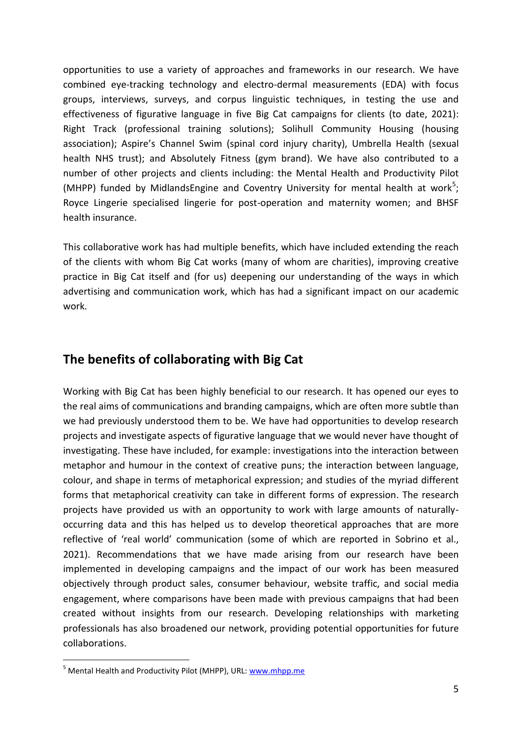opportunities to use a variety of approaches and frameworks in our research. We have combined eye-tracking technology and electro-dermal measurements (EDA) with focus groups, interviews, surveys, and corpus linguistic techniques, in testing the use and effectiveness of figurative language in five Big Cat campaigns for clients (to date, 2021): Right Track (professional training solutions); Solihull Community Housing (housing association); Aspire's Channel Swim (spinal cord injury charity), Umbrella Health (sexual health NHS trust); and Absolutely Fitness (gym brand). We have also contributed to a number of other projects and clients including: the Mental Health and Productivity Pilot (MHPP) funded by MidlandsEngine and Coventry University for mental health at work[5]; Royce Lingerie specialised lingerie for post-operation and maternity women; and BHSF health insurance.

This collaborative work has had multiple benefits, which have included extending the reach of the clients with whom Big Cat works (many of whom are charities), improving creative practice in Big Cat itself and (for us) deepening our understanding of the ways in which advertising and communication work, which has had a significant impact on our academic work.

## The benefits of collaborating with Big Cat

Working with Big Cat has been highly beneficial to our research. It has opened our eyes to the real aims of communications and branding campaigns, which are often more subtle than we had previously understood them to be. We have had opportunities to develop research projects and investigate aspects of figurative language that we would never have thought of investigating. These have included, for example: investigations into the interaction between metaphor and humour in the context of creative puns; the interaction between language, colour, and shape in terms of metaphorical expression; and studies of the myriad different forms that metaphorical creativity can take in different forms of expression. The research projects have provided us with an opportunity to work with large amounts of naturally-occurring data and this has helped us to develop theoretical approaches that are more reflective of 'real world' communication (some of which are reported in Sobrino et al., 2021). Recommendations that we have made arising from our research have been implemented in developing campaigns and the impact of our work has been measured objectively through product sales, consumer behaviour, website traffic, and social media engagement, where comparisons have been made with previous campaigns that had been created without insights from our research. Developing relationships with marketing professionals has also broadened our network, providing potential opportunities for future collaborations.

[5] Mental Health and Productivity Pilot (MHPP), URL: www.mhpp.me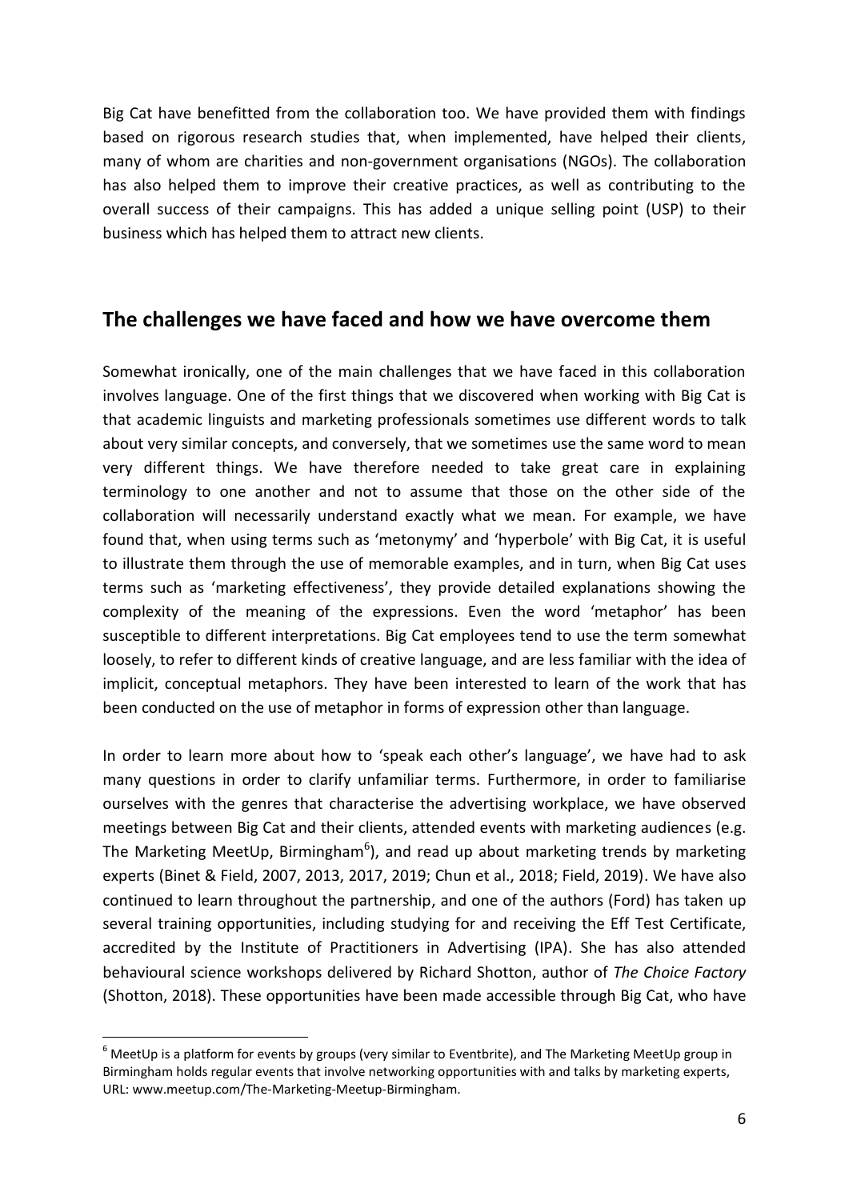Big Cat have benefitted from the collaboration too. We have provided them with findings based on rigorous research studies that, when implemented, have helped their clients, many of whom are charities and non-government organisations (NGOs). The collaboration has also helped them to improve their creative practices, as well as contributing to the overall success of their campaigns. This has added a unique selling point (USP) to their business which has helped them to attract new clients.

## The challenges we have faced and how we have overcome them

Somewhat ironically, one of the main challenges that we have faced in this collaboration involves language. One of the first things that we discovered when working with Big Cat is that academic linguists and marketing professionals sometimes use different words to talk about very similar concepts, and conversely, that we sometimes use the same word to mean very different things. We have therefore needed to take great care in explaining terminology to one another and not to assume that those on the other side of the collaboration will necessarily understand exactly what we mean. For example, we have found that, when using terms such as 'metonymy' and 'hyperbole' with Big Cat, it is useful to illustrate them through the use of memorable examples, and in turn, when Big Cat uses terms such as 'marketing effectiveness', they provide detailed explanations showing the complexity of the meaning of the expressions. Even the word 'metaphor' has been susceptible to different interpretations. Big Cat employees tend to use the term somewhat loosely, to refer to different kinds of creative language, and are less familiar with the idea of implicit, conceptual metaphors. They have been interested to learn of the work that has been conducted on the use of metaphor in forms of expression other than language.

In order to learn more about how to 'speak each other's language', we have had to ask many questions in order to clarify unfamiliar terms. Furthermore, in order to familiarise ourselves with the genres that characterise the advertising workplace, we have observed meetings between Big Cat and their clients, attended events with marketing audiences (e.g. The Marketing MeetUp, Birmingham[6]), and read up about marketing trends by marketing experts (Binet & Field, 2007, 2013, 2017, 2019; Chun et al., 2018; Field, 2019). We have also continued to learn throughout the partnership, and one of the authors (Ford) has taken up several training opportunities, including studying for and receiving the Eff Test Certificate, accredited by the Institute of Practitioners in Advertising (IPA). She has also attended behavioural science workshops delivered by Richard Shotton, author of *The Choice Factory* (Shotton, 2018). These opportunities have been made accessible through Big Cat, who have

[6] MeetUp is a platform for events by groups (very similar to Eventbrite), and The Marketing MeetUp group in Birmingham holds regular events that involve networking opportunities with and talks by marketing experts, URL: www.meetup.com/The-Marketing-Meetup-Birmingham.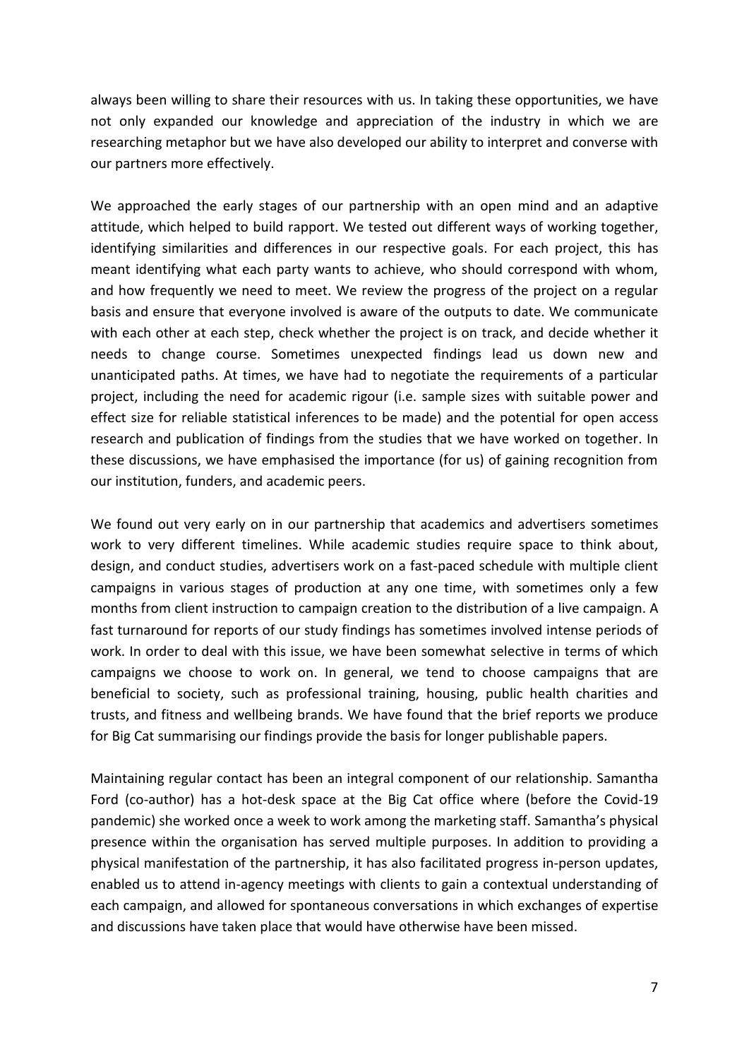always been willing to share their resources with us. In taking these opportunities, we have not only expanded our knowledge and appreciation of the industry in which we are researching metaphor but we have also developed our ability to interpret and converse with our partners more effectively.

We approached the early stages of our partnership with an open mind and an adaptive attitude, which helped to build rapport. We tested out different ways of working together, identifying similarities and differences in our respective goals. For each project, this has meant identifying what each party wants to achieve, who should correspond with whom, and how frequently we need to meet. We review the progress of the project on a regular basis and ensure that everyone involved is aware of the outputs to date. We communicate with each other at each step, check whether the project is on track, and decide whether it needs to change course. Sometimes unexpected findings lead us down new and unanticipated paths. At times, we have had to negotiate the requirements of a particular project, including the need for academic rigour (i.e. sample sizes with suitable power and effect size for reliable statistical inferences to be made) and the potential for open access research and publication of findings from the studies that we have worked on together. In these discussions, we have emphasised the importance (for us) of gaining recognition from our institution, funders, and academic peers.

We found out very early on in our partnership that academics and advertisers sometimes work to very different timelines. While academic studies require space to think about, design, and conduct studies, advertisers work on a fast-paced schedule with multiple client campaigns in various stages of production at any one time, with sometimes only a few months from client instruction to campaign creation to the distribution of a live campaign. A fast turnaround for reports of our study findings has sometimes involved intense periods of work. In order to deal with this issue, we have been somewhat selective in terms of which campaigns we choose to work on. In general, we tend to choose campaigns that are beneficial to society, such as professional training, housing, public health charities and trusts, and fitness and wellbeing brands. We have found that the brief reports we produce for Big Cat summarising our findings provide the basis for longer publishable papers.

Maintaining regular contact has been an integral component of our relationship. Samantha Ford (co-author) has a hot-desk space at the Big Cat office where (before the Covid-19 pandemic) she worked once a week to work among the marketing staff. Samantha's physical presence within the organisation has served multiple purposes. In addition to providing a physical manifestation of the partnership, it has also facilitated progress in-person updates, enabled us to attend in-agency meetings with clients to gain a contextual understanding of each campaign, and allowed for spontaneous conversations in which exchanges of expertise and discussions have taken place that would have otherwise have been missed.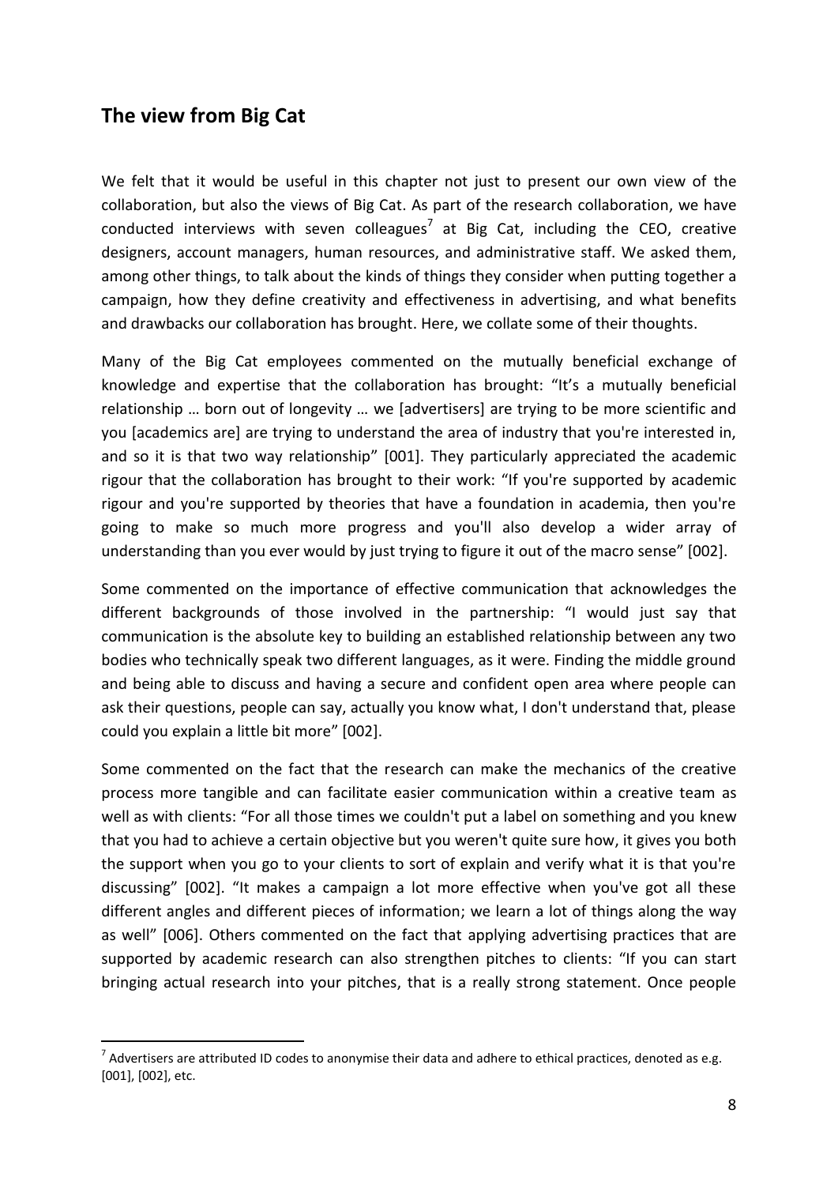## The view from Big Cat

We felt that it would be useful in this chapter not just to present our own view of the collaboration, but also the views of Big Cat. As part of the research collaboration, we have conducted interviews with seven colleagues[7] at Big Cat, including the CEO, creative designers, account managers, human resources, and administrative staff. We asked them, among other things, to talk about the kinds of things they consider when putting together a campaign, how they define creativity and effectiveness in advertising, and what benefits and drawbacks our collaboration has brought. Here, we collate some of their thoughts.

Many of the Big Cat employees commented on the mutually beneficial exchange of knowledge and expertise that the collaboration has brought: "It's a mutually beneficial relationship … born out of longevity … we [advertisers] are trying to be more scientific and you [academics are] are trying to understand the area of industry that you're interested in, and so it is that two way relationship" [001]. They particularly appreciated the academic rigour that the collaboration has brought to their work: "If you're supported by academic rigour and you're supported by theories that have a foundation in academia, then you're going to make so much more progress and you'll also develop a wider array of understanding than you ever would by just trying to figure it out of the macro sense" [002].

Some commented on the importance of effective communication that acknowledges the different backgrounds of those involved in the partnership: "I would just say that communication is the absolute key to building an established relationship between any two bodies who technically speak two different languages, as it were. Finding the middle ground and being able to discuss and having a secure and confident open area where people can ask their questions, people can say, actually you know what, I don't understand that, please could you explain a little bit more" [002].

Some commented on the fact that the research can make the mechanics of the creative process more tangible and can facilitate easier communication within a creative team as well as with clients: "For all those times we couldn't put a label on something and you knew that you had to achieve a certain objective but you weren't quite sure how, it gives you both the support when you go to your clients to sort of explain and verify what it is that you're discussing" [002]. "It makes a campaign a lot more effective when you've got all these different angles and different pieces of information; we learn a lot of things along the way as well" [006]. Others commented on the fact that applying advertising practices that are supported by academic research can also strengthen pitches to clients: "If you can start bringing actual research into your pitches, that is a really strong statement. Once people

---

[7] Advertisers are attributed ID codes to anonymise their data and adhere to ethical practices, denoted as e.g. [001], [002], etc.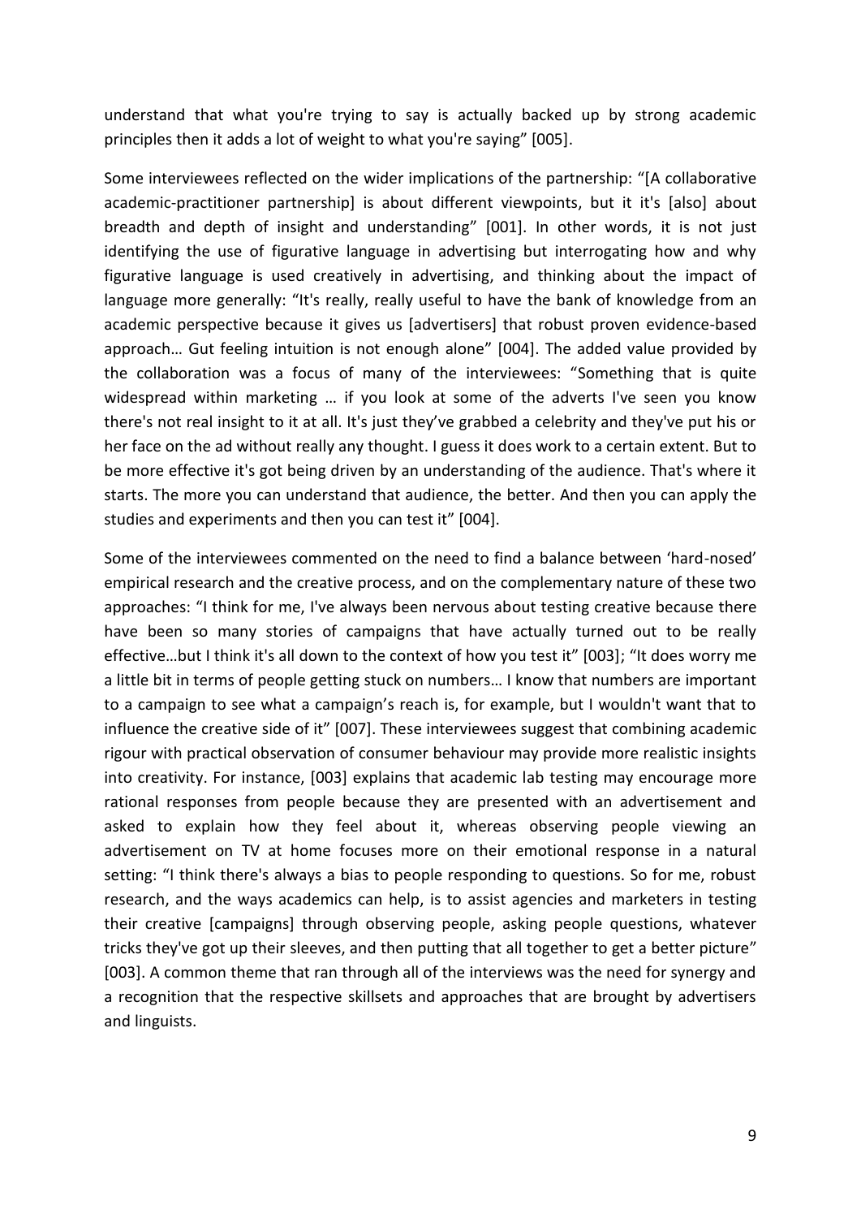understand that what you're trying to say is actually backed up by strong academic principles then it adds a lot of weight to what you're saying" [005].

Some interviewees reflected on the wider implications of the partnership: "[A collaborative academic-practitioner partnership] is about different viewpoints, but it it's [also] about breadth and depth of insight and understanding" [001]. In other words, it is not just identifying the use of figurative language in advertising but interrogating how and why figurative language is used creatively in advertising, and thinking about the impact of language more generally: "It's really, really useful to have the bank of knowledge from an academic perspective because it gives us [advertisers] that robust proven evidence-based approach… Gut feeling intuition is not enough alone" [004]. The added value provided by the collaboration was a focus of many of the interviewees: "Something that is quite widespread within marketing … if you look at some of the adverts I've seen you know there's not real insight to it at all. It's just they've grabbed a celebrity and they've put his or her face on the ad without really any thought. I guess it does work to a certain extent. But to be more effective it's got being driven by an understanding of the audience. That's where it starts. The more you can understand that audience, the better. And then you can apply the studies and experiments and then you can test it" [004].

Some of the interviewees commented on the need to find a balance between 'hard-nosed' empirical research and the creative process, and on the complementary nature of these two approaches: "I think for me, I've always been nervous about testing creative because there have been so many stories of campaigns that have actually turned out to be really effective…but I think it's all down to the context of how you test it" [003]; "It does worry me a little bit in terms of people getting stuck on numbers… I know that numbers are important to a campaign to see what a campaign's reach is, for example, but I wouldn't want that to influence the creative side of it" [007]. These interviewees suggest that combining academic rigour with practical observation of consumer behaviour may provide more realistic insights into creativity. For instance, [003] explains that academic lab testing may encourage more rational responses from people because they are presented with an advertisement and asked to explain how they feel about it, whereas observing people viewing an advertisement on TV at home focuses more on their emotional response in a natural setting: "I think there's always a bias to people responding to questions. So for me, robust research, and the ways academics can help, is to assist agencies and marketers in testing their creative [campaigns] through observing people, asking people questions, whatever tricks they've got up their sleeves, and then putting that all together to get a better picture" [003]. A common theme that ran through all of the interviews was the need for synergy and a recognition that the respective skillsets and approaches that are brought by advertisers and linguists.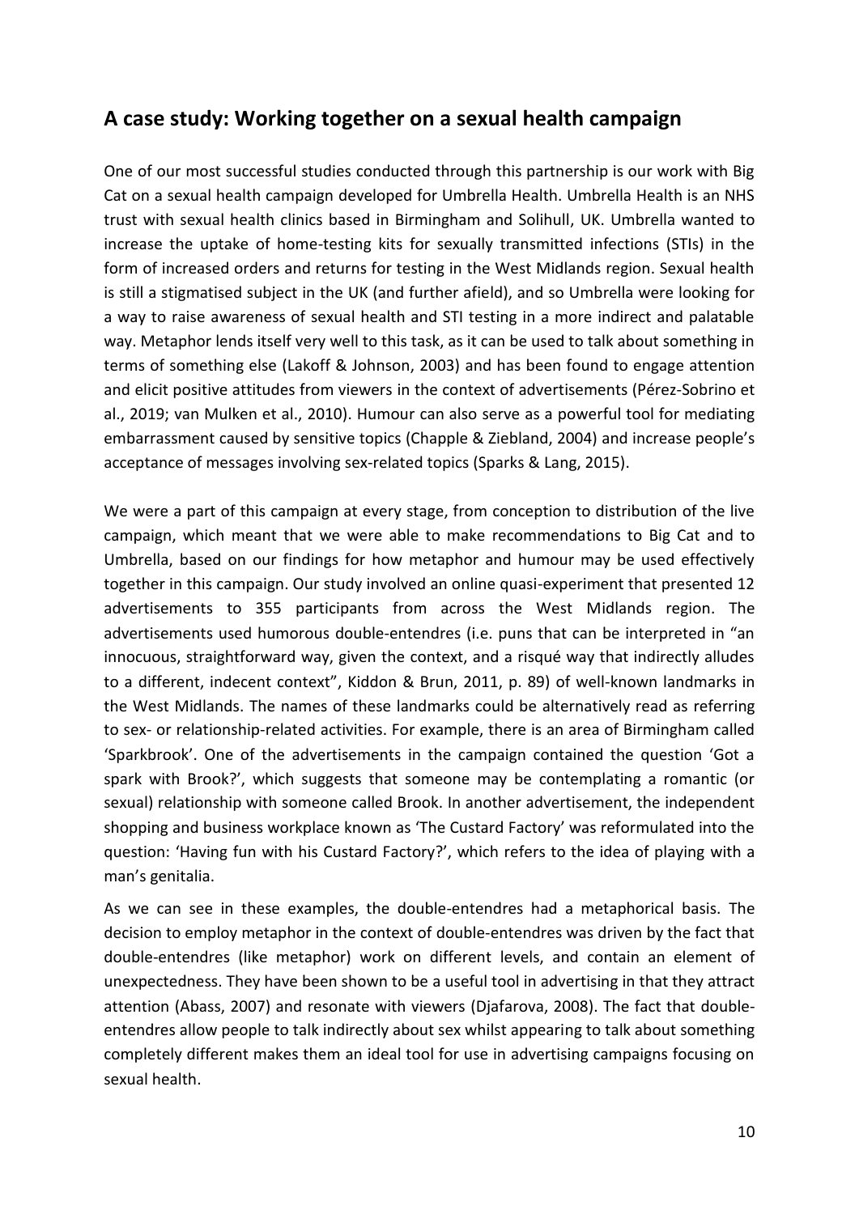## A case study: Working together on a sexual health campaign

One of our most successful studies conducted through this partnership is our work with Big Cat on a sexual health campaign developed for Umbrella Health. Umbrella Health is an NHS trust with sexual health clinics based in Birmingham and Solihull, UK. Umbrella wanted to increase the uptake of home-testing kits for sexually transmitted infections (STIs) in the form of increased orders and returns for testing in the West Midlands region. Sexual health is still a stigmatised subject in the UK (and further afield), and so Umbrella were looking for a way to raise awareness of sexual health and STI testing in a more indirect and palatable way. Metaphor lends itself very well to this task, as it can be used to talk about something in terms of something else (Lakoff & Johnson, 2003) and has been found to engage attention and elicit positive attitudes from viewers in the context of advertisements (Pérez-Sobrino et al., 2019; van Mulken et al., 2010). Humour can also serve as a powerful tool for mediating embarrassment caused by sensitive topics (Chapple & Ziebland, 2004) and increase people's acceptance of messages involving sex-related topics (Sparks & Lang, 2015).

We were a part of this campaign at every stage, from conception to distribution of the live campaign, which meant that we were able to make recommendations to Big Cat and to Umbrella, based on our findings for how metaphor and humour may be used effectively together in this campaign. Our study involved an online quasi-experiment that presented 12 advertisements to 355 participants from across the West Midlands region. The advertisements used humorous double-entendres (i.e. puns that can be interpreted in "an innocuous, straightforward way, given the context, and a risqué way that indirectly alludes to a different, indecent context", Kiddon & Brun, 2011, p. 89) of well-known landmarks in the West Midlands. The names of these landmarks could be alternatively read as referring to sex- or relationship-related activities. For example, there is an area of Birmingham called 'Sparkbrook'. One of the advertisements in the campaign contained the question 'Got a spark with Brook?', which suggests that someone may be contemplating a romantic (or sexual) relationship with someone called Brook. In another advertisement, the independent shopping and business workplace known as 'The Custard Factory' was reformulated into the question: 'Having fun with his Custard Factory?', which refers to the idea of playing with a man's genitalia.

As we can see in these examples, the double-entendres had a metaphorical basis. The decision to employ metaphor in the context of double-entendres was driven by the fact that double-entendres (like metaphor) work on different levels, and contain an element of unexpectedness. They have been shown to be a useful tool in advertising in that they attract attention (Abass, 2007) and resonate with viewers (Djafarova, 2008). The fact that double-entendres allow people to talk indirectly about sex whilst appearing to talk about something completely different makes them an ideal tool for use in advertising campaigns focusing on sexual health.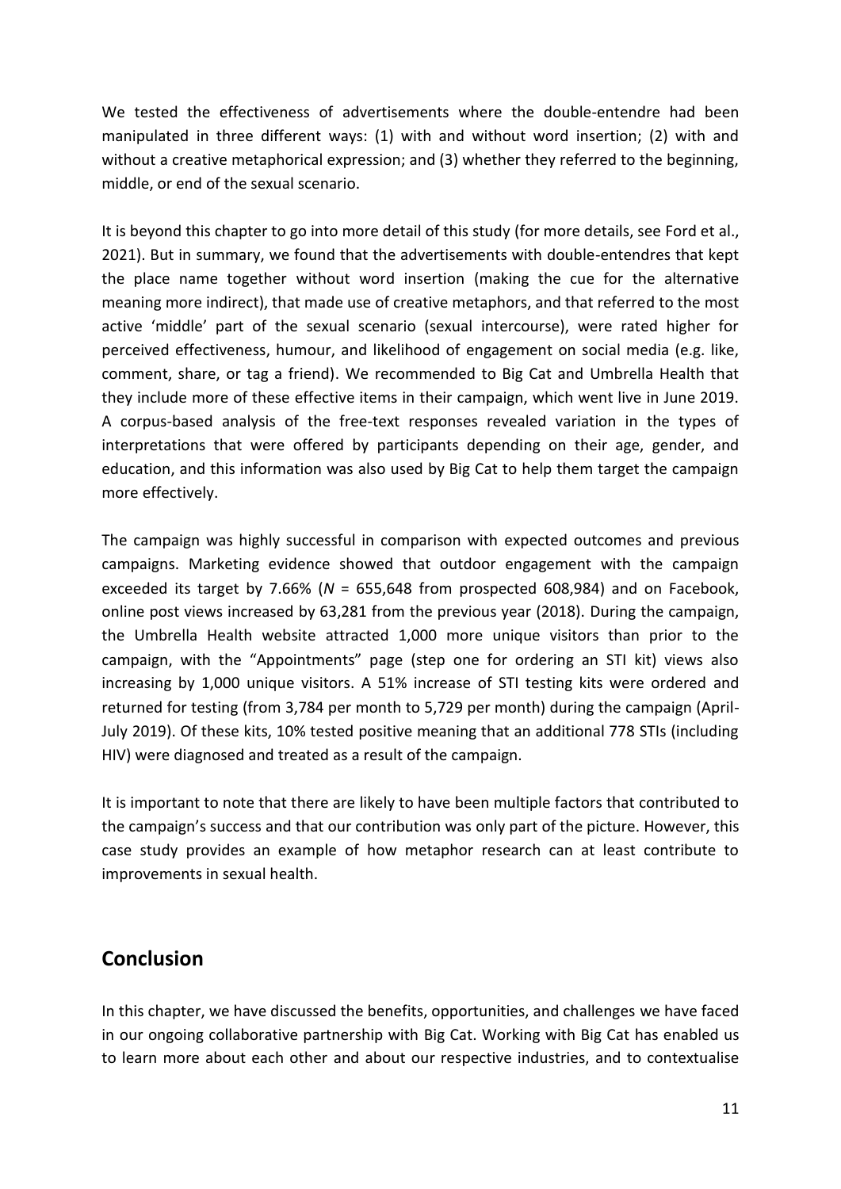We tested the effectiveness of advertisements where the double-entendre had been manipulated in three different ways: (1) with and without word insertion; (2) with and without a creative metaphorical expression; and (3) whether they referred to the beginning, middle, or end of the sexual scenario.

It is beyond this chapter to go into more detail of this study (for more details, see Ford et al., 2021). But in summary, we found that the advertisements with double-entendres that kept the place name together without word insertion (making the cue for the alternative meaning more indirect), that made use of creative metaphors, and that referred to the most active 'middle' part of the sexual scenario (sexual intercourse), were rated higher for perceived effectiveness, humour, and likelihood of engagement on social media (e.g. like, comment, share, or tag a friend). We recommended to Big Cat and Umbrella Health that they include more of these effective items in their campaign, which went live in June 2019. A corpus-based analysis of the free-text responses revealed variation in the types of interpretations that were offered by participants depending on their age, gender, and education, and this information was also used by Big Cat to help them target the campaign more effectively.

The campaign was highly successful in comparison with expected outcomes and previous campaigns. Marketing evidence showed that outdoor engagement with the campaign exceeded its target by 7.66% (*N* = 655,648 from prospected 608,984) and on Facebook, online post views increased by 63,281 from the previous year (2018). During the campaign, the Umbrella Health website attracted 1,000 more unique visitors than prior to the campaign, with the "Appointments" page (step one for ordering an STI kit) views also increasing by 1,000 unique visitors. A 51% increase of STI testing kits were ordered and returned for testing (from 3,784 per month to 5,729 per month) during the campaign (April-July 2019). Of these kits, 10% tested positive meaning that an additional 778 STIs (including HIV) were diagnosed and treated as a result of the campaign.

It is important to note that there are likely to have been multiple factors that contributed to the campaign's success and that our contribution was only part of the picture. However, this case study provides an example of how metaphor research can at least contribute to improvements in sexual health.

## Conclusion

In this chapter, we have discussed the benefits, opportunities, and challenges we have faced in our ongoing collaborative partnership with Big Cat. Working with Big Cat has enabled us to learn more about each other and about our respective industries, and to contextualise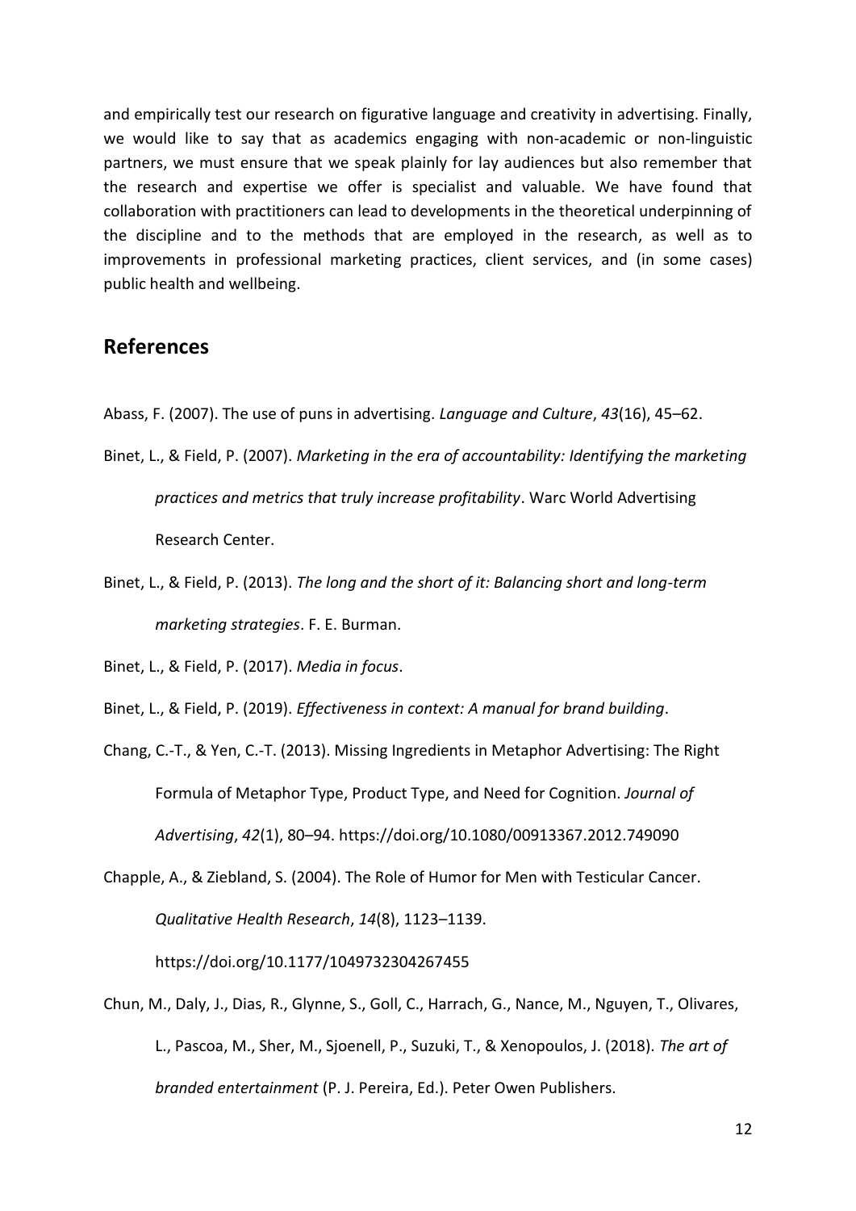and empirically test our research on figurative language and creativity in advertising. Finally, we would like to say that as academics engaging with non-academic or non-linguistic partners, we must ensure that we speak plainly for lay audiences but also remember that the research and expertise we offer is specialist and valuable. We have found that collaboration with practitioners can lead to developments in the theoretical underpinning of the discipline and to the methods that are employed in the research, as well as to improvements in professional marketing practices, client services, and (in some cases) public health and wellbeing.

## References

Abass, F. (2007). The use of puns in advertising. *Language and Culture*, *43*(16), 45–62.

Binet, L., & Field, P. (2007). *Marketing in the era of accountability: Identifying the marketing practices and metrics that truly increase profitability*. Warc World Advertising Research Center.

Binet, L., & Field, P. (2013). *The long and the short of it: Balancing short and long-term marketing strategies*. F. E. Burman.

Binet, L., & Field, P. (2017). *Media in focus*.

Binet, L., & Field, P. (2019). *Effectiveness in context: A manual for brand building*.

Chang, C.-T., & Yen, C.-T. (2013). Missing Ingredients in Metaphor Advertising: The Right Formula of Metaphor Type, Product Type, and Need for Cognition. *Journal of Advertising*, *42*(1), 80–94. https://doi.org/10.1080/00913367.2012.749090

Chapple, A., & Ziebland, S. (2004). The Role of Humor for Men with Testicular Cancer. *Qualitative Health Research*, *14*(8), 1123–1139. https://doi.org/10.1177/1049732304267455

Chun, M., Daly, J., Dias, R., Glynne, S., Goll, C., Harrach, G., Nance, M., Nguyen, T., Olivares, L., Pascoa, M., Sher, M., Sjoenell, P., Suzuki, T., & Xenopoulos, J. (2018). *The art of branded entertainment* (P. J. Pereira, Ed.). Peter Owen Publishers.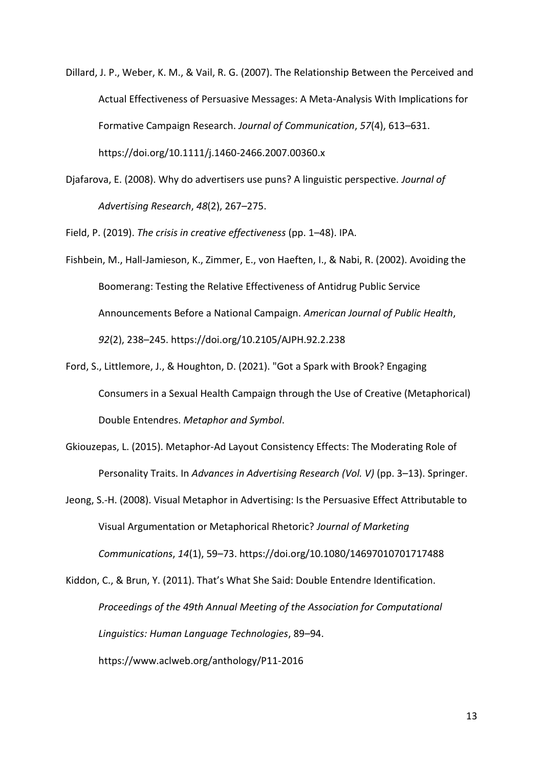Dillard, J. P., Weber, K. M., & Vail, R. G. (2007). The Relationship Between the Perceived and Actual Effectiveness of Persuasive Messages: A Meta-Analysis With Implications for Formative Campaign Research. *Journal of Communication*, *57*(4), 613–631. https://doi.org/10.1111/j.1460-2466.2007.00360.x

Djafarova, E. (2008). Why do advertisers use puns? A linguistic perspective. *Journal of Advertising Research*, *48*(2), 267–275.

Field, P. (2019). *The crisis in creative effectiveness* (pp. 1–48). IPA.

Fishbein, M., Hall-Jamieson, K., Zimmer, E., von Haeften, I., & Nabi, R. (2002). Avoiding the Boomerang: Testing the Relative Effectiveness of Antidrug Public Service Announcements Before a National Campaign. *American Journal of Public Health*, *92*(2), 238–245. https://doi.org/10.2105/AJPH.92.2.238

Ford, S., Littlemore, J., & Houghton, D. (2021). "Got a Spark with Brook? Engaging Consumers in a Sexual Health Campaign through the Use of Creative (Metaphorical) Double Entendres. *Metaphor and Symbol*.

Gkiouzepas, L. (2015). Metaphor-Ad Layout Consistency Effects: The Moderating Role of Personality Traits. In *Advances in Advertising Research (Vol. V)* (pp. 3–13). Springer.

Jeong, S.-H. (2008). Visual Metaphor in Advertising: Is the Persuasive Effect Attributable to Visual Argumentation or Metaphorical Rhetoric? *Journal of Marketing Communications*, *14*(1), 59–73. https://doi.org/10.1080/14697010701717488

Kiddon, C., & Brun, Y. (2011). That's What She Said: Double Entendre Identification. *Proceedings of the 49th Annual Meeting of the Association for Computational Linguistics: Human Language Technologies*, 89–94. https://www.aclweb.org/anthology/P11-2016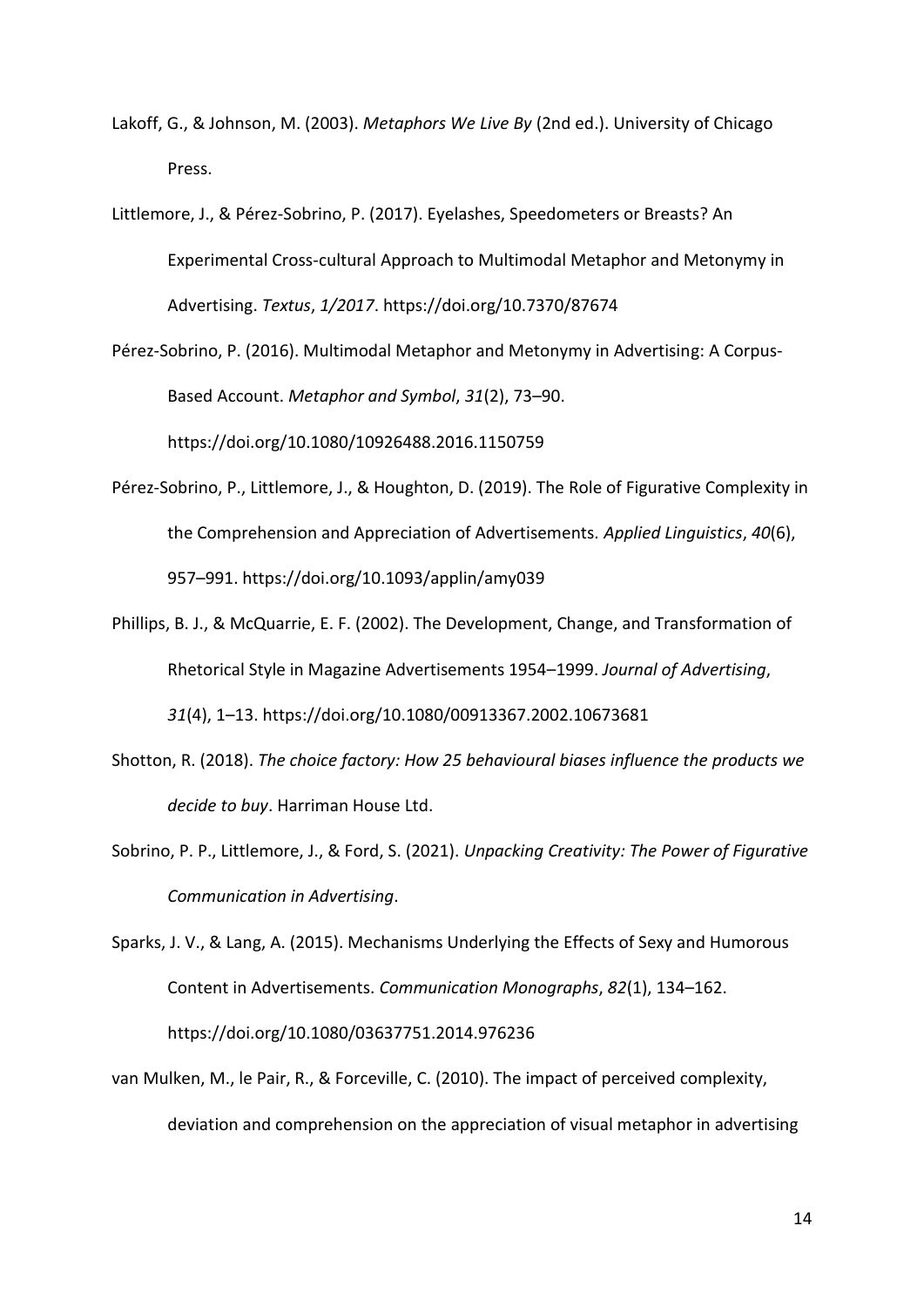Lakoff, G., & Johnson, M. (2003). *Metaphors We Live By* (2nd ed.). University of Chicago Press.

Littlemore, J., & Pérez-Sobrino, P. (2017). Eyelashes, Speedometers or Breasts? An Experimental Cross-cultural Approach to Multimodal Metaphor and Metonymy in Advertising. *Textus*, *1/2017*. https://doi.org/10.7370/87674

Pérez-Sobrino, P. (2016). Multimodal Metaphor and Metonymy in Advertising: A Corpus-Based Account. *Metaphor and Symbol*, *31*(2), 73–90. https://doi.org/10.1080/10926488.2016.1150759

Pérez-Sobrino, P., Littlemore, J., & Houghton, D. (2019). The Role of Figurative Complexity in the Comprehension and Appreciation of Advertisements. *Applied Linguistics*, *40*(6), 957–991. https://doi.org/10.1093/applin/amy039

Phillips, B. J., & McQuarrie, E. F. (2002). The Development, Change, and Transformation of Rhetorical Style in Magazine Advertisements 1954–1999. *Journal of Advertising*, *31*(4), 1–13. https://doi.org/10.1080/00913367.2002.10673681

Shotton, R. (2018). *The choice factory: How 25 behavioural biases influence the products we decide to buy*. Harriman House Ltd.

Sobrino, P. P., Littlemore, J., & Ford, S. (2021). *Unpacking Creativity: The Power of Figurative Communication in Advertising*.

Sparks, J. V., & Lang, A. (2015). Mechanisms Underlying the Effects of Sexy and Humorous Content in Advertisements. *Communication Monographs*, *82*(1), 134–162. https://doi.org/10.1080/03637751.2014.976236

van Mulken, M., le Pair, R., & Forceville, C. (2010). The impact of perceived complexity, deviation and comprehension on the appreciation of visual metaphor in advertising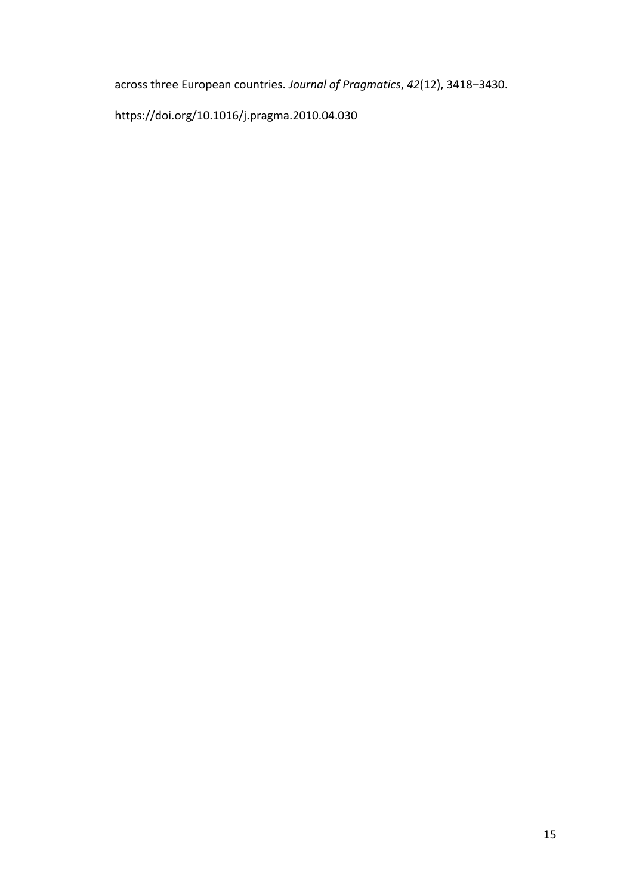across three European countries. *Journal of Pragmatics*, *42*(12), 3418–3430. https://doi.org/10.1016/j.pragma.2010.04.030